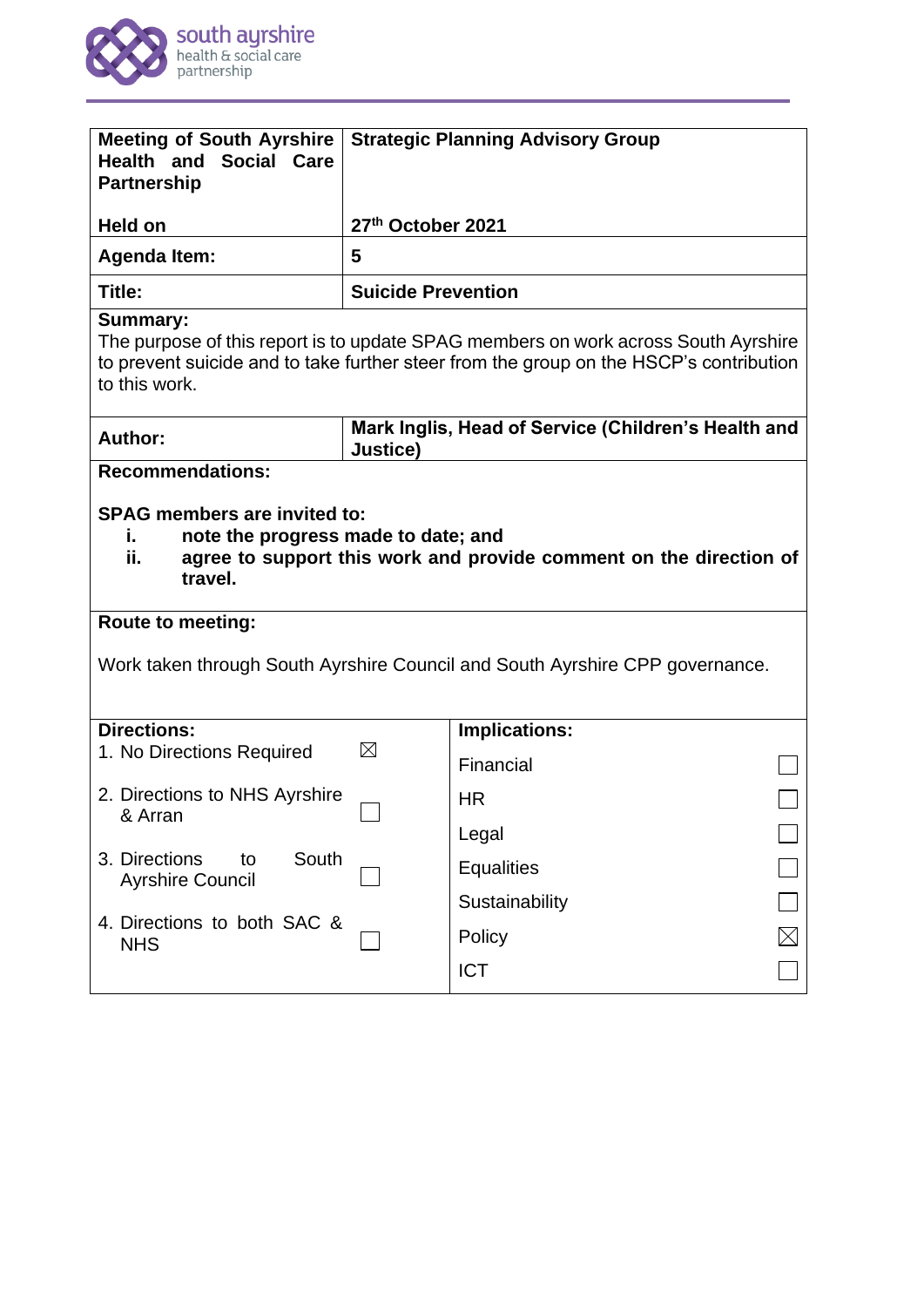| Meeting of South Ayrshire Health and Social Care Partnership | Strategic Planning Advisory Group |
|---|---|
| **Held on** | **27th October 2021** |
| **Agenda Item:** | **5** |
| **Title:** | **Suicide Prevention** |

**Summary:**
The purpose of this report is to update SPAG members on work across South Ayrshire to prevent suicide and to take further steer from the group on the HSCP's contribution to this work.

| **Author:** | **Mark Inglis, Head of Service (Children's Health and Justice)** |
|---|---|

**Recommendations:**

**SPAG members are invited to:**

- **i. note the progress made to date; and**
- **ii. agree to support this work and provide comment on the direction of travel.**

**Route to meeting:**

Work taken through South Ayrshire Council and South Ayrshire CPP governance.

| **Directions:** | | **Implications:** | |
|---|---|---|---|
| 1. No Directions Required | ☒ | Financial | ☐ |
| 2. Directions to NHS Ayrshire & Arran | ☐ | HR | ☐ |
| 3. Directions to South Ayrshire Council | ☐ | Legal | ☐ |
| 4. Directions to both SAC & NHS | ☐ | Equalities | ☐ |
| | | Sustainability | ☐ |
| | | Policy | ☒ |
| | | ICT | ☐ |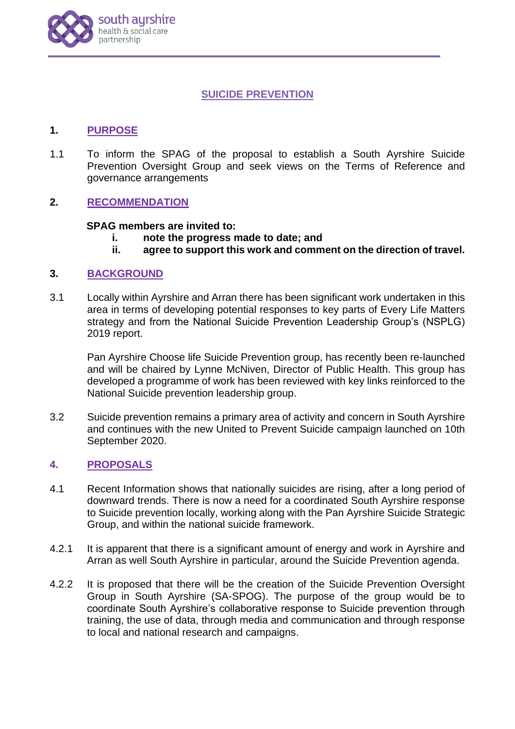## SUICIDE PREVENTION

### 1. PURPOSE

1.1 To inform the SPAG of the proposal to establish a South Ayrshire Suicide Prevention Oversight Group and seek views on the Terms of Reference and governance arrangements

### 2. RECOMMENDATION

**SPAG members are invited to:**

- **i. note the progress made to date; and**
- **ii. agree to support this work and comment on the direction of travel.**

### 3. BACKGROUND

3.1 Locally within Ayrshire and Arran there has been significant work undertaken in this area in terms of developing potential responses to key parts of Every Life Matters strategy and from the National Suicide Prevention Leadership Group's (NSPLG) 2019 report.

Pan Ayrshire Choose life Suicide Prevention group, has recently been re-launched and will be chaired by Lynne McNiven, Director of Public Health. This group has developed a programme of work has been reviewed with key links reinforced to the National Suicide prevention leadership group.

3.2 Suicide prevention remains a primary area of activity and concern in South Ayrshire and continues with the new United to Prevent Suicide campaign launched on 10th September 2020.

### 4. PROPOSALS

4.1 Recent Information shows that nationally suicides are rising, after a long period of downward trends. There is now a need for a coordinated South Ayrshire response to Suicide prevention locally, working along with the Pan Ayrshire Suicide Strategic Group, and within the national suicide framework.

4.2.1 It is apparent that there is a significant amount of energy and work in Ayrshire and Arran as well South Ayrshire in particular, around the Suicide Prevention agenda.

4.2.2 It is proposed that there will be the creation of the Suicide Prevention Oversight Group in South Ayrshire (SA-SPOG). The purpose of the group would be to coordinate South Ayrshire's collaborative response to Suicide prevention through training, the use of data, through media and communication and through response to local and national research and campaigns.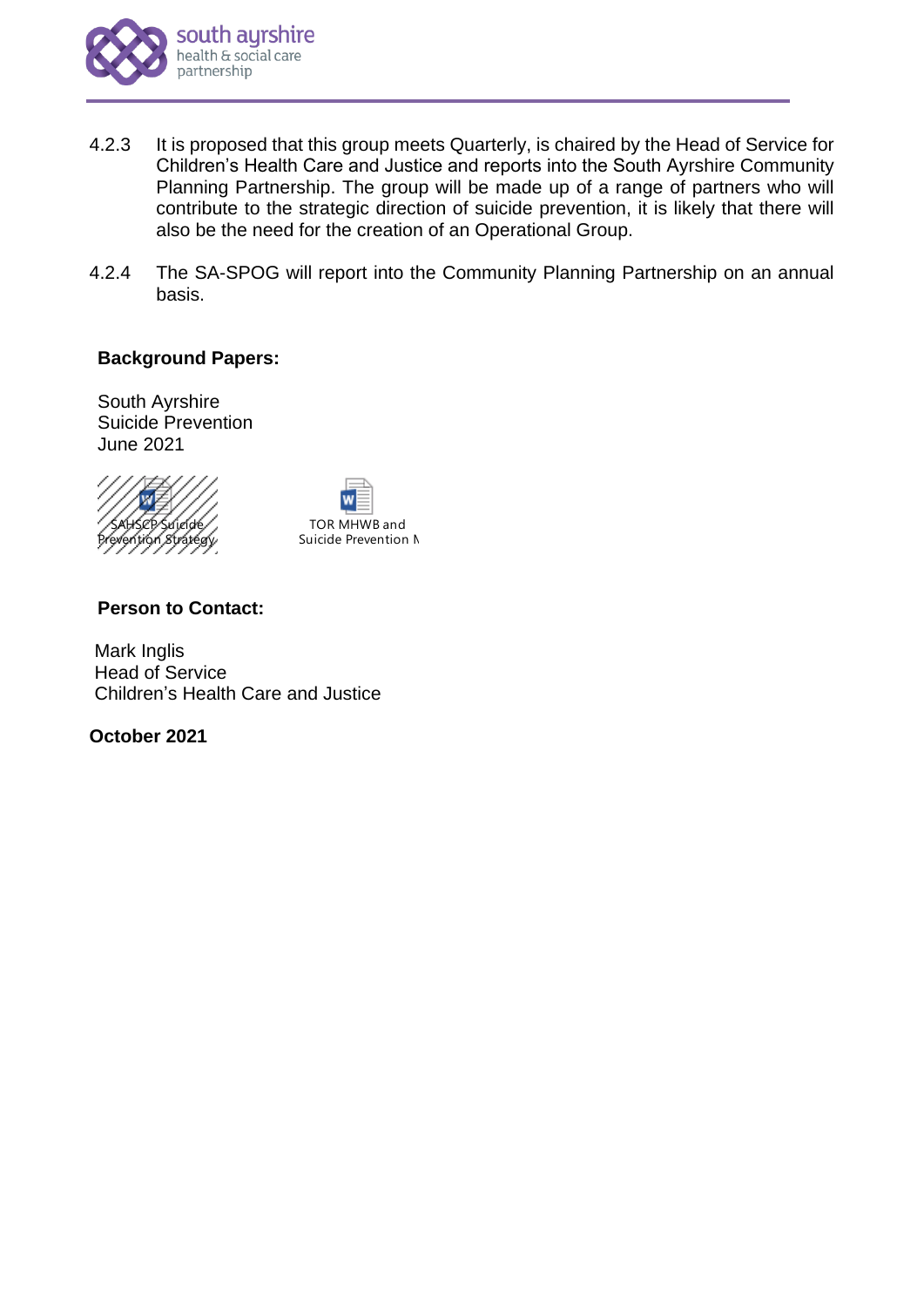4.2.3 It is proposed that this group meets Quarterly, is chaired by the Head of Service for Children's Health Care and Justice and reports into the South Ayrshire Community Planning Partnership. The group will be made up of a range of partners who will contribute to the strategic direction of suicide prevention, it is likely that there will also be the need for the creation of an Operational Group.

4.2.4 The SA-SPOG will report into the Community Planning Partnership on an annual basis.

**Background Papers:**

South Ayrshire
Suicide Prevention
June 2021

SAHSCP Suicide Prevention Strategy

TOR MHWB and Suicide Prevention N

**Person to Contact:**

Mark Inglis
Head of Service
Children's Health Care and Justice

**October 2021**